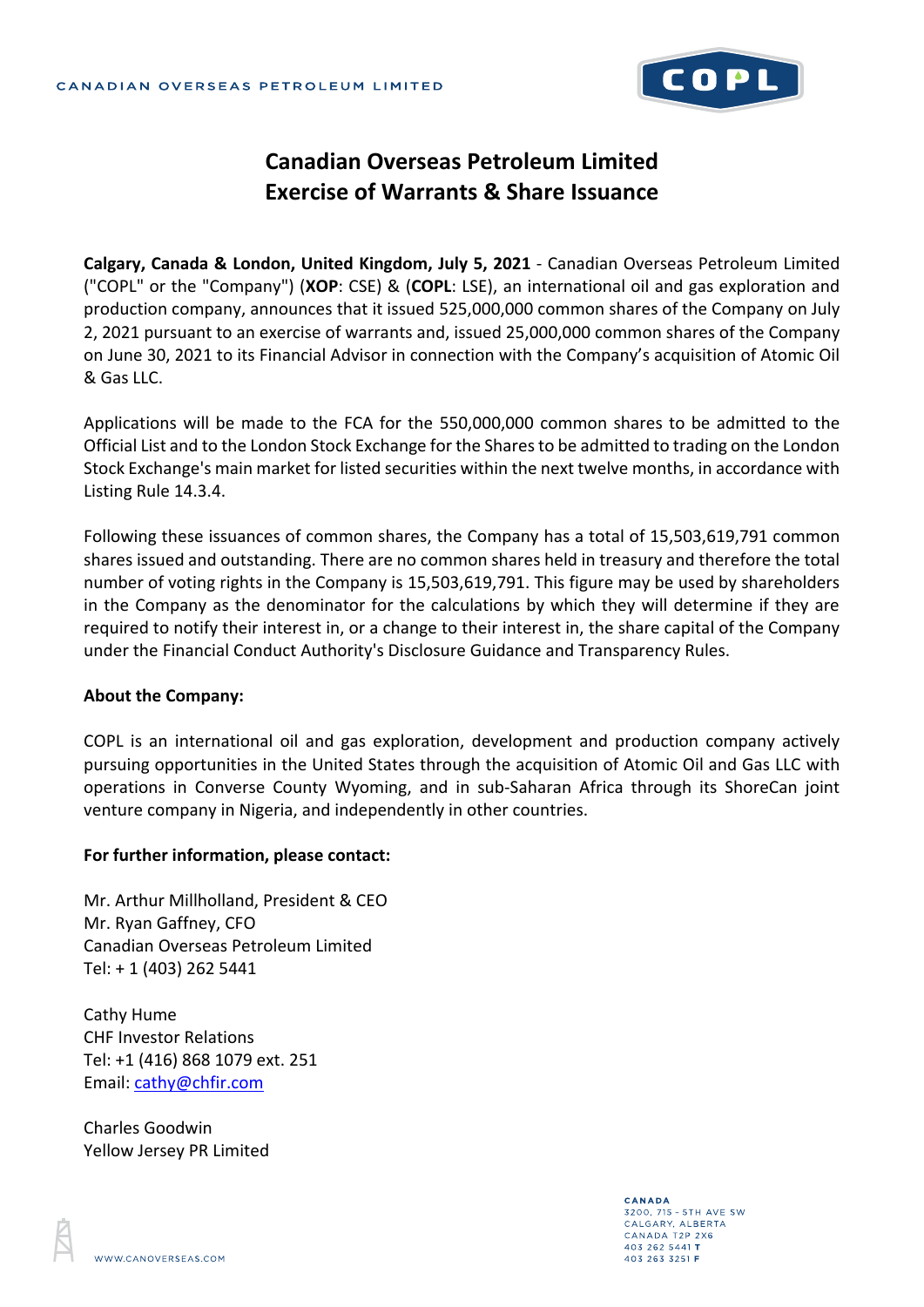CANADIAN OVERSEAS PETROLEUM LIMITED

# Canadian Overseas Petroleum Limited
# Exercise of Warrants & Share Issuance

**Calgary, Canada & London, United Kingdom, July 5, 2021** - Canadian Overseas Petroleum Limited ("COPL" or the "Company") (**XOP**: CSE) & (**COPL**: LSE), an international oil and gas exploration and production company, announces that it issued 525,000,000 common shares of the Company on July 2, 2021 pursuant to an exercise of warrants and, issued 25,000,000 common shares of the Company on June 30, 2021 to its Financial Advisor in connection with the Company's acquisition of Atomic Oil & Gas LLC.

Applications will be made to the FCA for the 550,000,000 common shares to be admitted to the Official List and to the London Stock Exchange for the Shares to be admitted to trading on the London Stock Exchange's main market for listed securities within the next twelve months, in accordance with Listing Rule 14.3.4.

Following these issuances of common shares, the Company has a total of 15,503,619,791 common shares issued and outstanding. There are no common shares held in treasury and therefore the total number of voting rights in the Company is 15,503,619,791. This figure may be used by shareholders in the Company as the denominator for the calculations by which they will determine if they are required to notify their interest in, or a change to their interest in, the share capital of the Company under the Financial Conduct Authority's Disclosure Guidance and Transparency Rules.

**About the Company:**

COPL is an international oil and gas exploration, development and production company actively pursuing opportunities in the United States through the acquisition of Atomic Oil and Gas LLC with operations in Converse County Wyoming, and in sub-Saharan Africa through its ShoreCan joint venture company in Nigeria, and independently in other countries.

**For further information, please contact:**

Mr. Arthur Millholland, President & CEO
Mr. Ryan Gaffney, CFO
Canadian Overseas Petroleum Limited
Tel: + 1 (403) 262 5441

Cathy Hume
CHF Investor Relations
Tel: +1 (416) 868 1079 ext. 251
Email: cathy@chfir.com

Charles Goodwin
Yellow Jersey PR Limited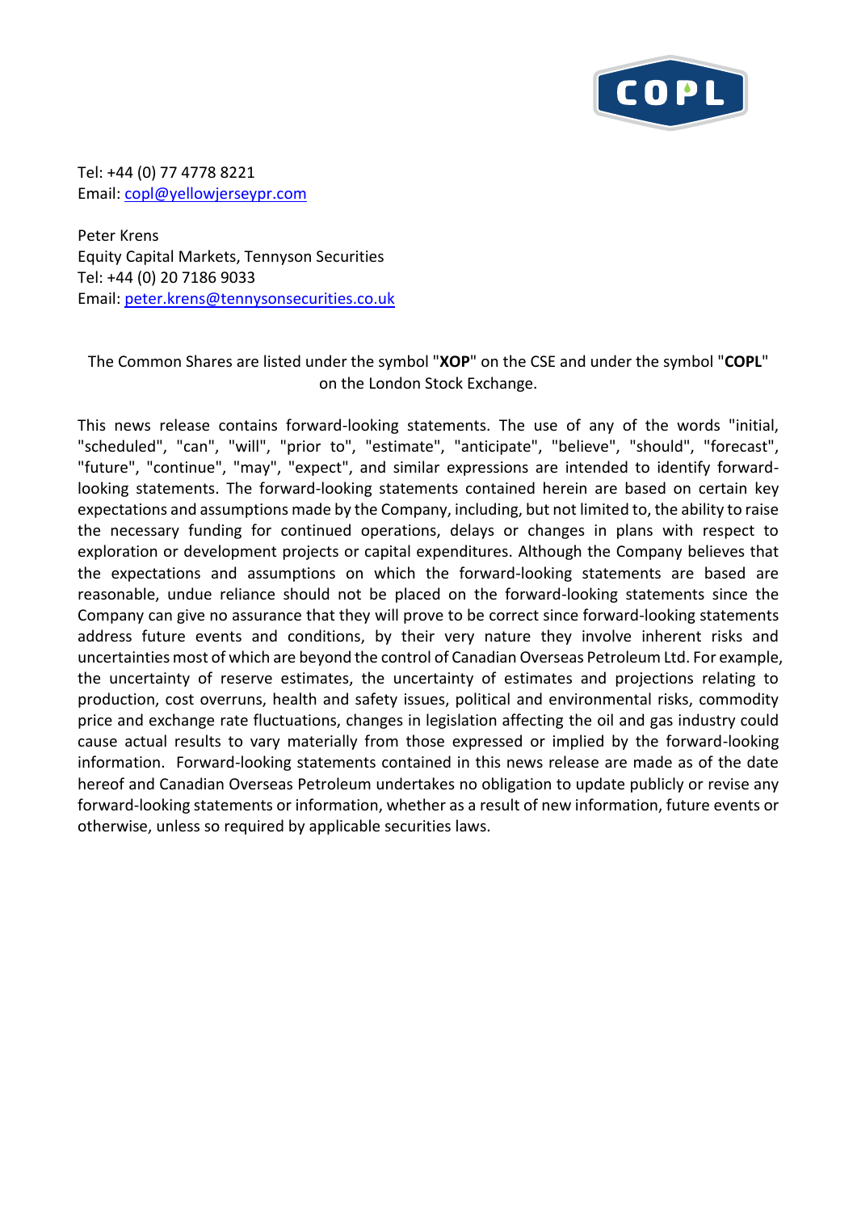Tel: +44 (0) 77 4778 8221
Email: copl@yellowjerseypr.com

Peter Krens
Equity Capital Markets, Tennyson Securities
Tel: +44 (0) 20 7186 9033
Email: peter.krens@tennysonsecurities.co.uk

The Common Shares are listed under the symbol "**XOP**" on the CSE and under the symbol "**COPL**" on the London Stock Exchange.

This news release contains forward-looking statements. The use of any of the words "initial, "scheduled", "can", "will", "prior to", "estimate", "anticipate", "believe", "should", "forecast", "future", "continue", "may", "expect", and similar expressions are intended to identify forward-looking statements. The forward-looking statements contained herein are based on certain key expectations and assumptions made by the Company, including, but not limited to, the ability to raise the necessary funding for continued operations, delays or changes in plans with respect to exploration or development projects or capital expenditures. Although the Company believes that the expectations and assumptions on which the forward-looking statements are based are reasonable, undue reliance should not be placed on the forward-looking statements since the Company can give no assurance that they will prove to be correct since forward-looking statements address future events and conditions, by their very nature they involve inherent risks and uncertainties most of which are beyond the control of Canadian Overseas Petroleum Ltd. For example, the uncertainty of reserve estimates, the uncertainty of estimates and projections relating to production, cost overruns, health and safety issues, political and environmental risks, commodity price and exchange rate fluctuations, changes in legislation affecting the oil and gas industry could cause actual results to vary materially from those expressed or implied by the forward-looking information. Forward-looking statements contained in this news release are made as of the date hereof and Canadian Overseas Petroleum undertakes no obligation to update publicly or revise any forward-looking statements or information, whether as a result of new information, future events or otherwise, unless so required by applicable securities laws.